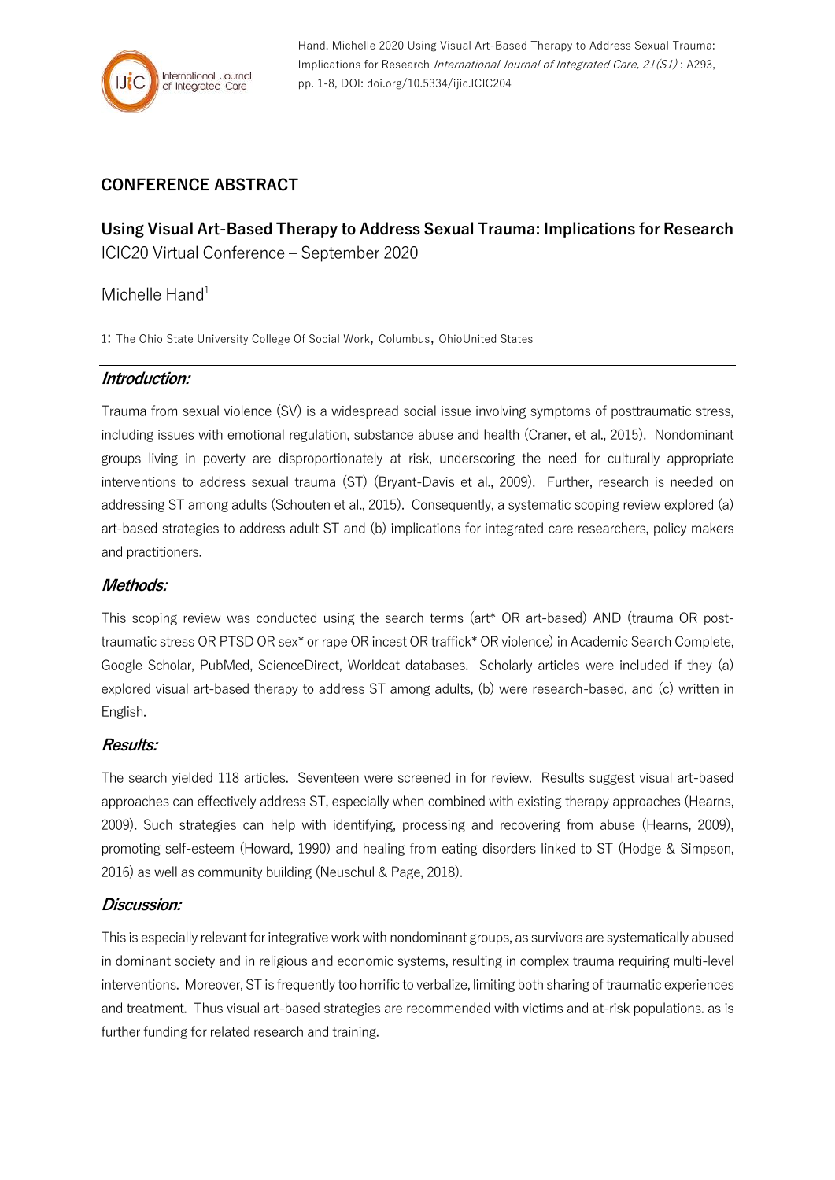## CONFERENCE ABSTRACT

# Using Visual Art-Based Therapy to Address Sexual Trauma: Implications for Research

ICIC20 Virtual Conference – September 2020

Michelle Hand[1]

1: The Ohio State University College Of Social Work, Columbus, OhioUnited States

### *Introduction:*

Trauma from sexual violence (SV) is a widespread social issue involving symptoms of posttraumatic stress, including issues with emotional regulation, substance abuse and health (Craner, et al., 2015). Nondominant groups living in poverty are disproportionately at risk, underscoring the need for culturally appropriate interventions to address sexual trauma (ST) (Bryant-Davis et al., 2009). Further, research is needed on addressing ST among adults (Schouten et al., 2015). Consequently, a systematic scoping review explored (a) art-based strategies to address adult ST and (b) implications for integrated care researchers, policy makers and practitioners.

### *Methods:*

This scoping review was conducted using the search terms (art* OR art-based) AND (trauma OR post-traumatic stress OR PTSD OR sex* or rape OR incest OR traffick* OR violence) in Academic Search Complete, Google Scholar, PubMed, ScienceDirect, Worldcat databases. Scholarly articles were included if they (a) explored visual art-based therapy to address ST among adults, (b) were research-based, and (c) written in English.

### *Results:*

The search yielded 118 articles. Seventeen were screened in for review. Results suggest visual art-based approaches can effectively address ST, especially when combined with existing therapy approaches (Hearns, 2009). Such strategies can help with identifying, processing and recovering from abuse (Hearns, 2009), promoting self-esteem (Howard, 1990) and healing from eating disorders linked to ST (Hodge & Simpson, 2016) as well as community building (Neuschul & Page, 2018).

### *Discussion:*

This is especially relevant for integrative work with nondominant groups, as survivors are systematically abused in dominant society and in religious and economic systems, resulting in complex trauma requiring multi-level interventions. Moreover, ST is frequently too horrific to verbalize, limiting both sharing of traumatic experiences and treatment. Thus visual art-based strategies are recommended with victims and at-risk populations. as is further funding for related research and training.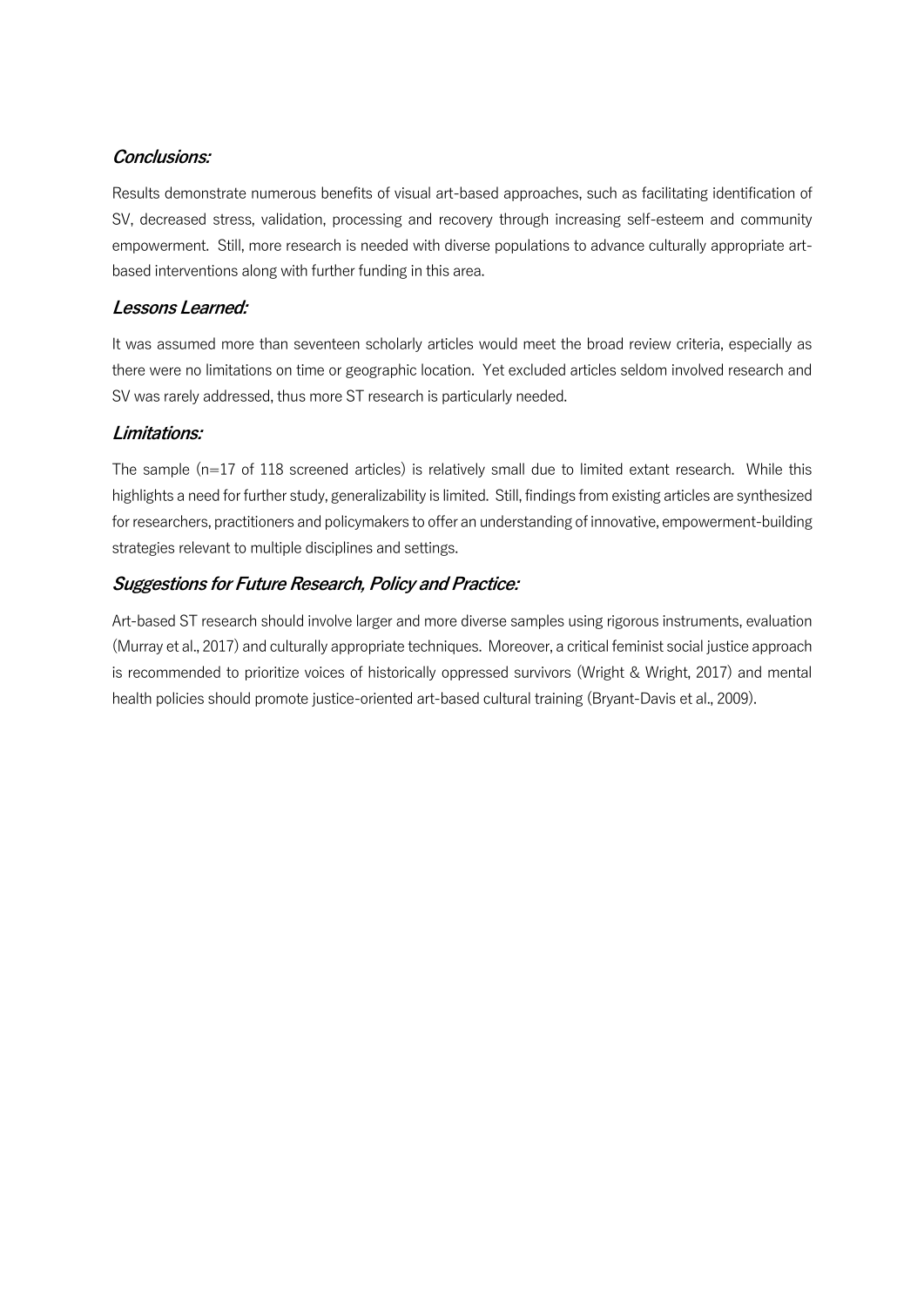### *Conclusions:*

Results demonstrate numerous benefits of visual art-based approaches, such as facilitating identification of SV, decreased stress, validation, processing and recovery through increasing self-esteem and community empowerment. Still, more research is needed with diverse populations to advance culturally appropriate art-based interventions along with further funding in this area.

### *Lessons Learned:*

It was assumed more than seventeen scholarly articles would meet the broad review criteria, especially as there were no limitations on time or geographic location. Yet excluded articles seldom involved research and SV was rarely addressed, thus more ST research is particularly needed.

### *Limitations:*

The sample (n=17 of 118 screened articles) is relatively small due to limited extant research. While this highlights a need for further study, generalizability is limited. Still, findings from existing articles are synthesized for researchers, practitioners and policymakers to offer an understanding of innovative, empowerment-building strategies relevant to multiple disciplines and settings.

### *Suggestions for Future Research, Policy and Practice:*

Art-based ST research should involve larger and more diverse samples using rigorous instruments, evaluation (Murray et al., 2017) and culturally appropriate techniques. Moreover, a critical feminist social justice approach is recommended to prioritize voices of historically oppressed survivors (Wright & Wright, 2017) and mental health policies should promote justice-oriented art-based cultural training (Bryant-Davis et al., 2009).